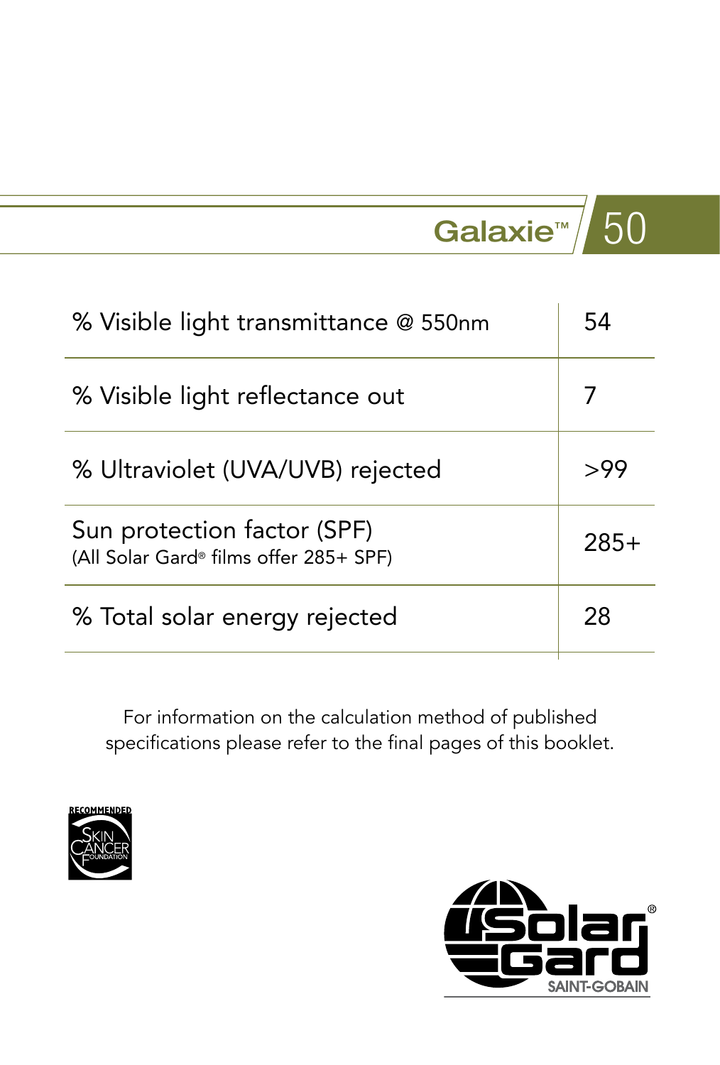# Galaxie™ 50

| | |
|---|---|
| % Visible light transmittance @ 550nm | 54 |
| % Visible light reflectance out | 7 |
| % Ultraviolet (UVA/UVB) rejected | >99 |
| Sun protection factor (SPF) (All Solar Gard® films offer 285+ SPF) | 285+ |
| % Total solar energy rejected | 28 |

For information on the calculation method of published specifications please refer to the final pages of this booklet.

RECOMMENDED SKIN CANCER FOUNDATION

Solar Gard® SAINT-GOBAIN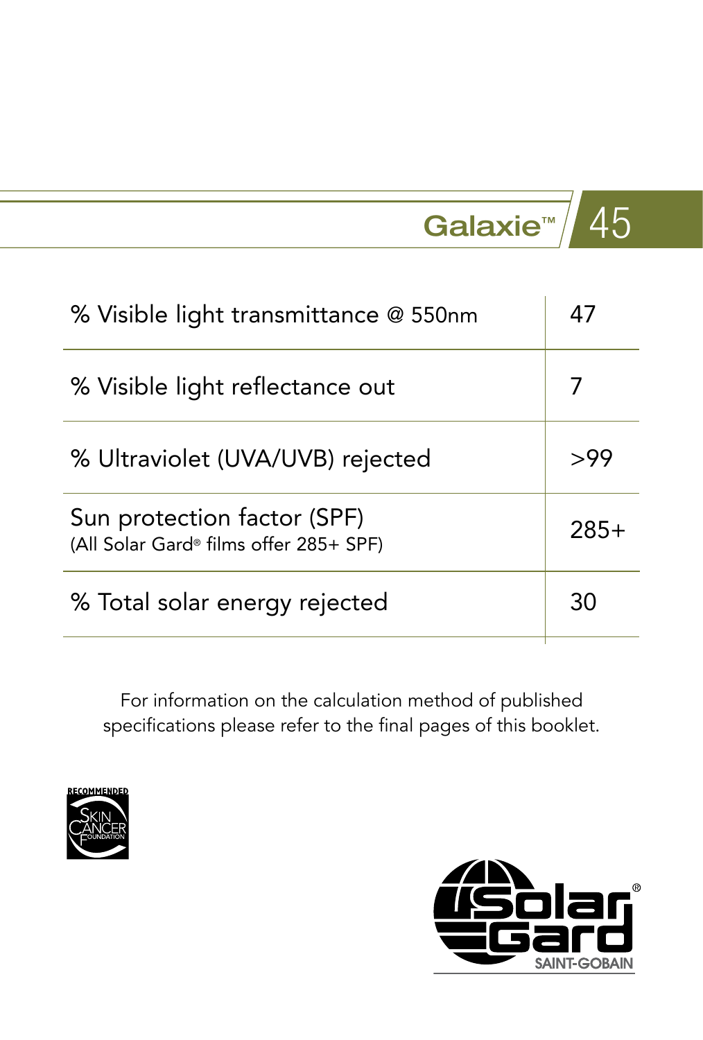# Galaxie™ 45

| | |
|---|---|
| % Visible light transmittance @ 550nm | 47 |
| % Visible light reflectance out | 7 |
| % Ultraviolet (UVA/UVB) rejected | >99 |
| Sun protection factor (SPF) (All Solar Gard® films offer 285+ SPF) | 285+ |
| % Total solar energy rejected | 30 |

For information on the calculation method of published specifications please refer to the final pages of this booklet.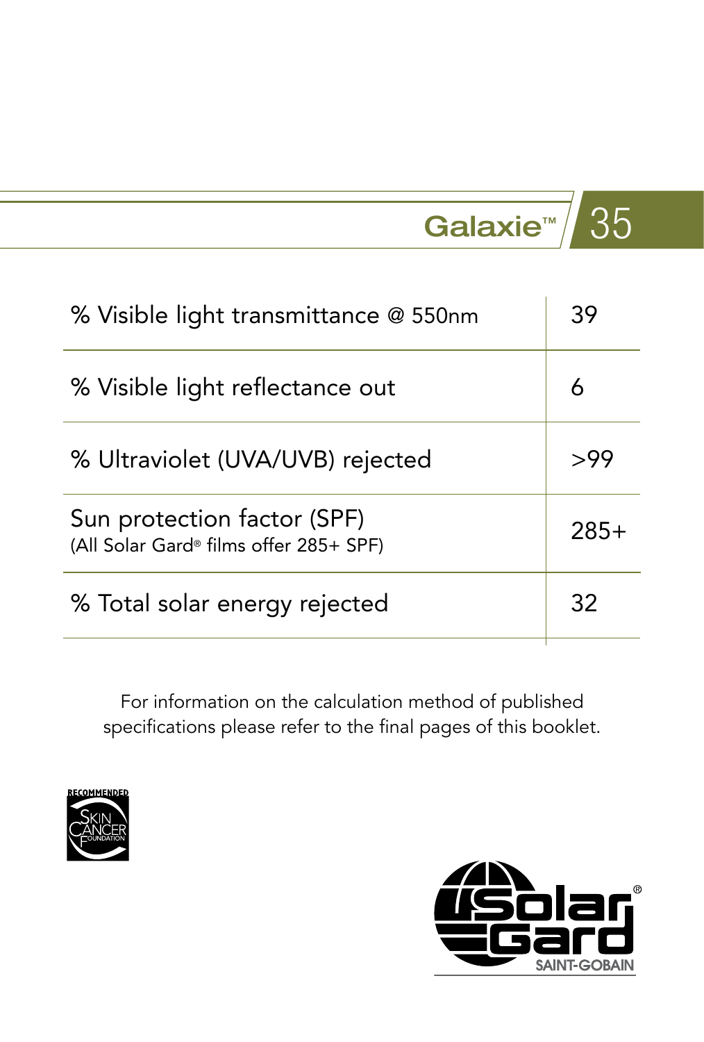# Galaxie™ 35

| | |
|---|---|
| % Visible light transmittance @ 550nm | 39 |
| % Visible light reflectance out | 6 |
| % Ultraviolet (UVA/UVB) rejected | >99 |
| Sun protection factor (SPF) (All Solar Gard® films offer 285+ SPF) | 285+ |
| % Total solar energy rejected | 32 |

For information on the calculation method of published specifications please refer to the final pages of this booklet.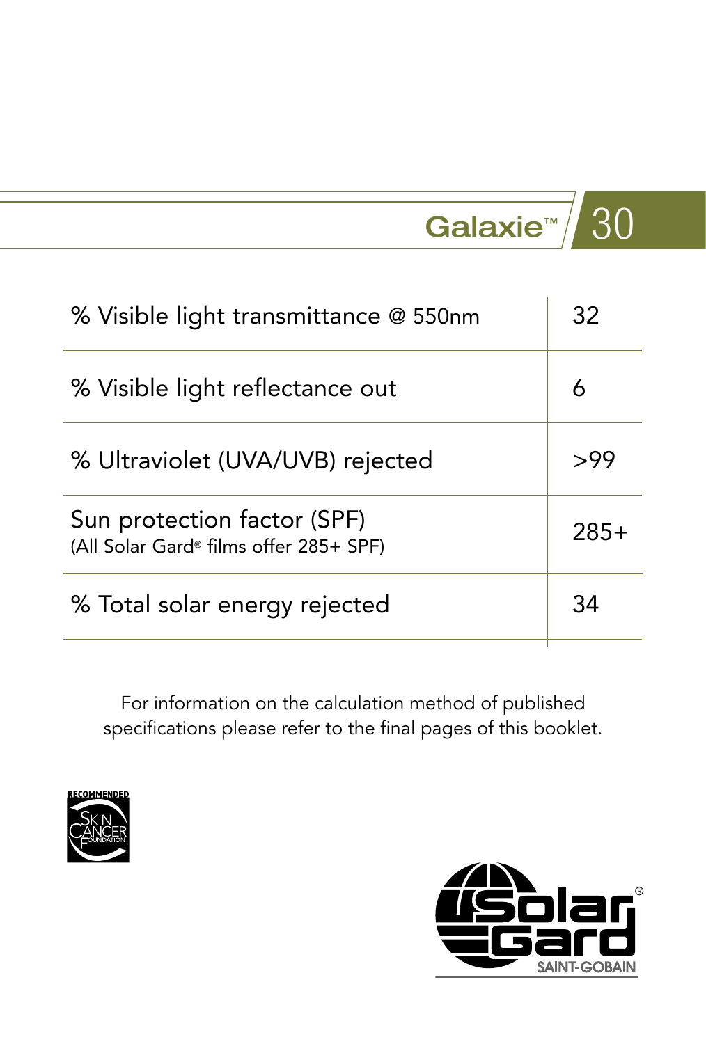## Galaxie™ 30

| | |
|---|---|
| % Visible light transmittance @ 550nm | 32 |
| % Visible light reflectance out | 6 |
| % Ultraviolet (UVA/UVB) rejected | >99 |
| Sun protection factor (SPF) (All Solar Gard® films offer 285+ SPF) | 285+ |
| % Total solar energy rejected | 34 |

For information on the calculation method of published specifications please refer to the final pages of this booklet.

RECOMMENDED SKIN CANCER FOUNDATION

Solar Gard® SAINT-GOBAIN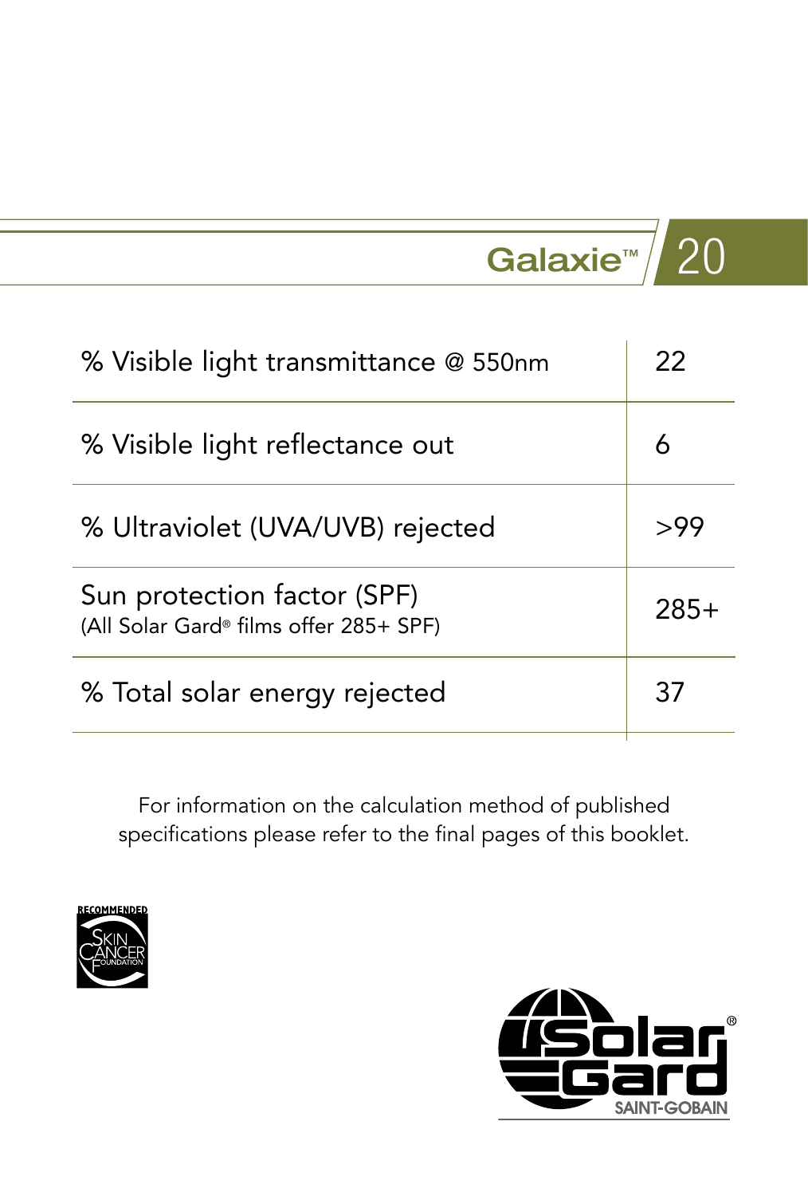## Galaxie™ 20

| | |
|---|---|
| % Visible light transmittance @ 550nm | 22 |
| % Visible light reflectance out | 6 |
| % Ultraviolet (UVA/UVB) rejected | >99 |
| Sun protection factor (SPF) (All Solar Gard® films offer 285+ SPF) | 285+ |
| % Total solar energy rejected | 37 |

For information on the calculation method of published specifications please refer to the final pages of this booklet.

RECOMMENDED SKIN CANCER FOUNDATION

Solar Gard® SAINT-GOBAIN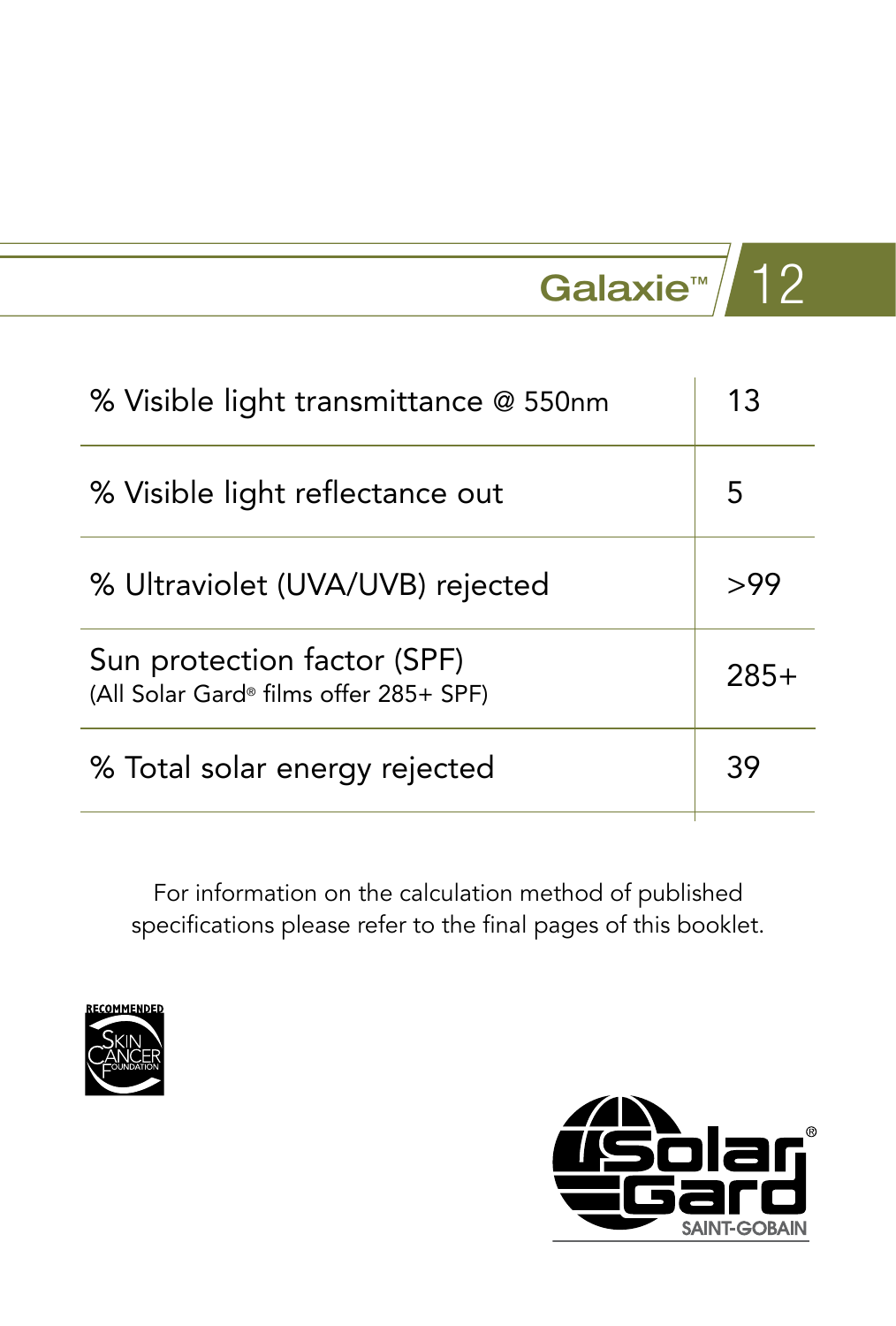## Galaxie™ 12

| | |
|---|---|
| % Visible light transmittance @ 550nm | 13 |
| % Visible light reflectance out | 5 |
| % Ultraviolet (UVA/UVB) rejected | >99 |
| Sun protection factor (SPF) (All Solar Gard® films offer 285+ SPF) | 285+ |
| % Total solar energy rejected | 39 |

For information on the calculation method of published specifications please refer to the final pages of this booklet.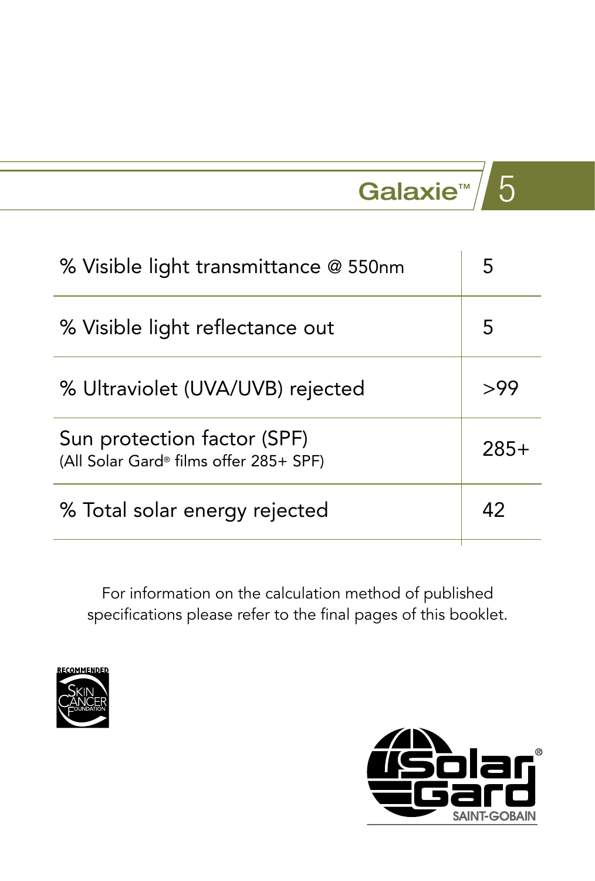## Galaxie™ 5

| | |
|---|---|
| % Visible light transmittance @ 550nm | 5 |
| % Visible light reflectance out | 5 |
| % Ultraviolet (UVA/UVB) rejected | >99 |
| Sun protection factor (SPF) (All Solar Gard® films offer 285+ SPF) | 285+ |
| % Total solar energy rejected | 42 |

For information on the calculation method of published specifications please refer to the final pages of this booklet.

RECOMMENDED SKIN CANCER FOUNDATION

Solar Gard® SAINT-GOBAIN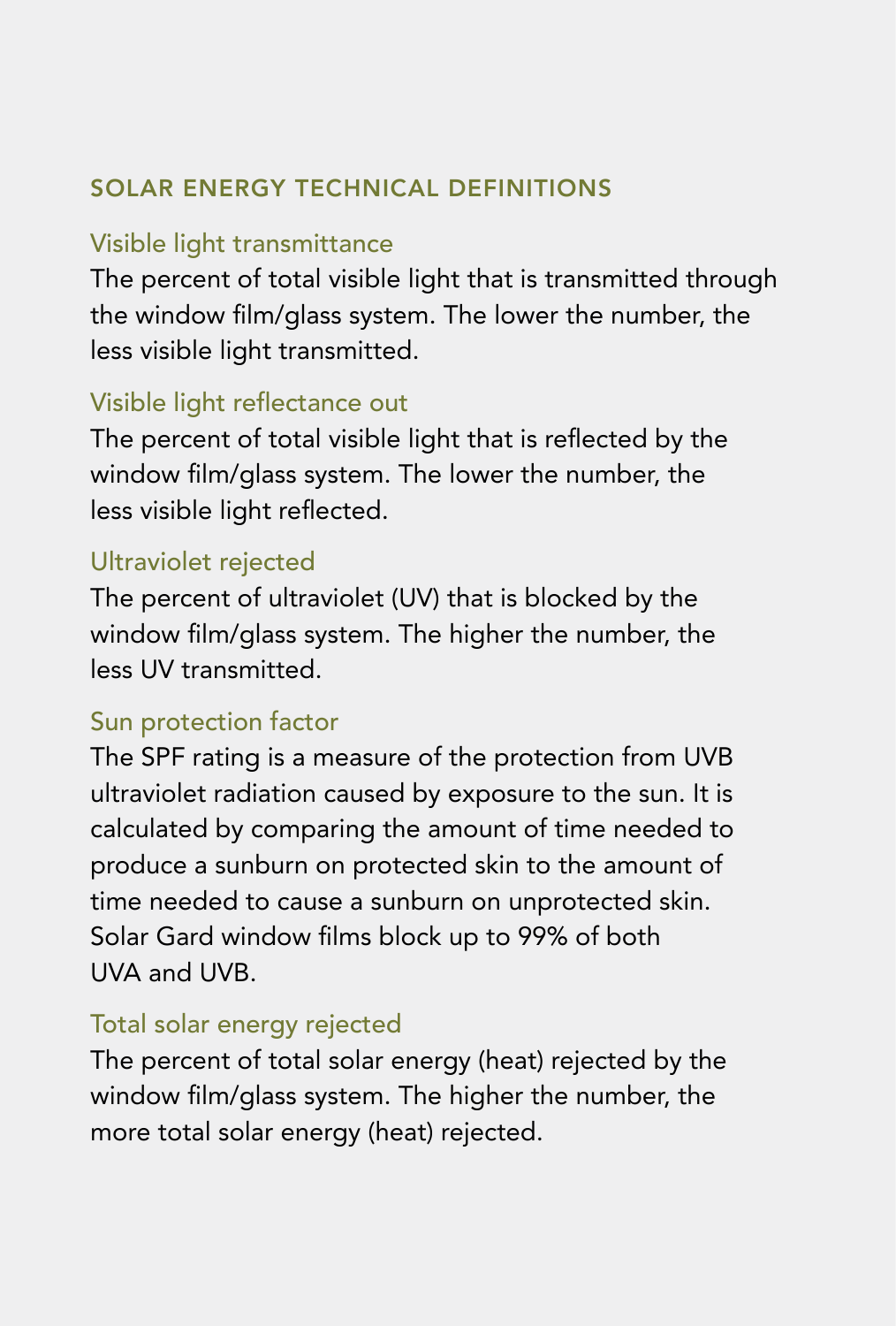## SOLAR ENERGY TECHNICAL DEFINITIONS

### Visible light transmittance

The percent of total visible light that is transmitted through the window film/glass system. The lower the number, the less visible light transmitted.

### Visible light reflectance out

The percent of total visible light that is reflected by the window film/glass system. The lower the number, the less visible light reflected.

### Ultraviolet rejected

The percent of ultraviolet (UV) that is blocked by the window film/glass system. The higher the number, the less UV transmitted.

### Sun protection factor

The SPF rating is a measure of the protection from UVB ultraviolet radiation caused by exposure to the sun. It is calculated by comparing the amount of time needed to produce a sunburn on protected skin to the amount of time needed to cause a sunburn on unprotected skin. Solar Gard window films block up to 99% of both UVA and UVB.

### Total solar energy rejected

The percent of total solar energy (heat) rejected by the window film/glass system. The higher the number, the more total solar energy (heat) rejected.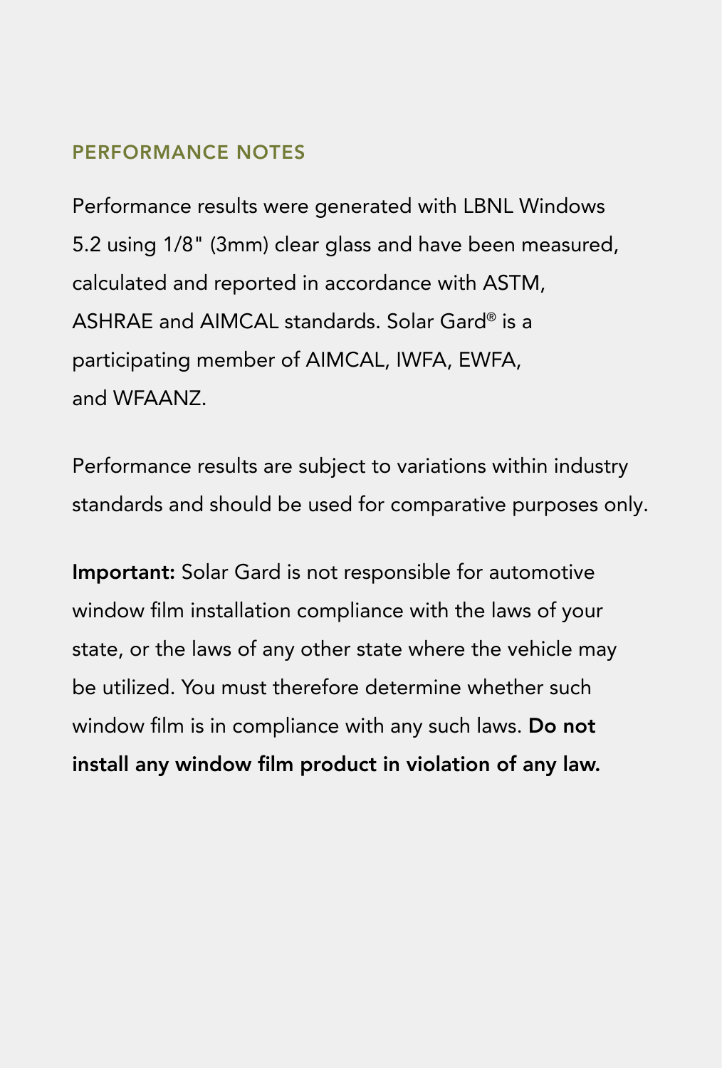## PERFORMANCE NOTES

Performance results were generated with LBNL Windows 5.2 using 1/8" (3mm) clear glass and have been measured, calculated and reported in accordance with ASTM, ASHRAE and AIMCAL standards. Solar Gard® is a participating member of AIMCAL, IWFA, EWFA, and WFAANZ.

Performance results are subject to variations within industry standards and should be used for comparative purposes only.

**Important:** Solar Gard is not responsible for automotive window film installation compliance with the laws of your state, or the laws of any other state where the vehicle may be utilized. You must therefore determine whether such window film is in compliance with any such laws. **Do not install any window film product in violation of any law.**